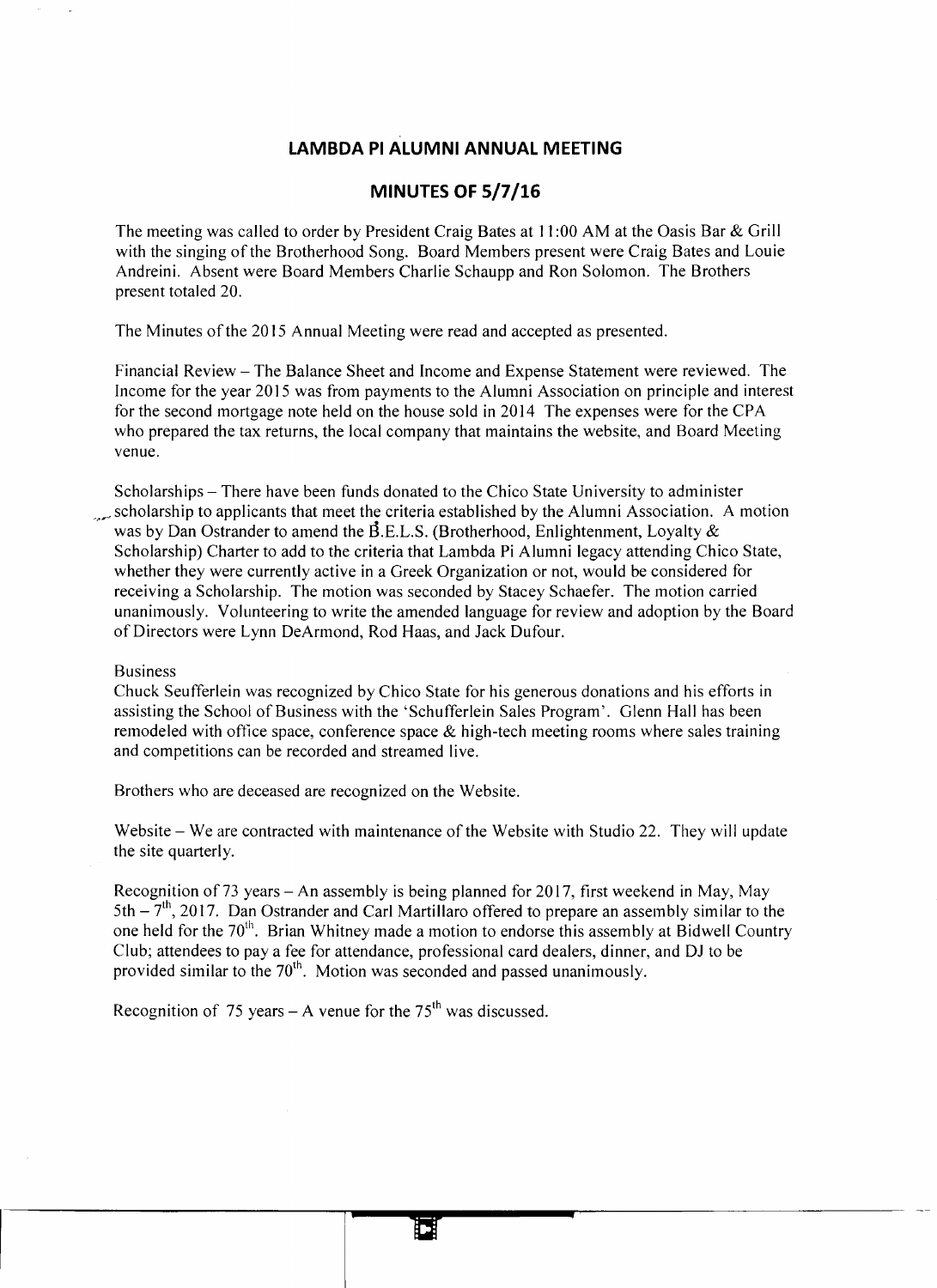# LAMBDA PI ALUMNI ANNUAL MEETING

## MINUTES OF 5/7/16

The meeting was called to order by President Craig Bates at 11:00 AM at the Oasis Bar & Grill with the singing of the Brotherhood Song. Board Members present were Craig Bates and Louie Andreini. Absent were Board Members Charlie Schaupp and Ron Solomon. The Brothers present totaled 20.

The Minutes of the 2015 Annual Meeting were read and accepted as presented.

Financial Review – The Balance Sheet and Income and Expense Statement were reviewed. The Income for the year 2015 was from payments to the Alumni Association on principle and interest for the second mortgage note held on the house sold in 2014 The expenses were for the CPA who prepared the tax returns, the local company that maintains the website, and Board Meeting venue.

Scholarships – There have been funds donated to the Chico State University to administer scholarship to applicants that meet the criteria established by the Alumni Association. A motion was by Dan Ostrander to amend the B.E.L.S. (Brotherhood, Enlightenment, Loyalty & Scholarship) Charter to add to the criteria that Lambda Pi Alumni legacy attending Chico State, whether they were currently active in a Greek Organization or not, would be considered for receiving a Scholarship. The motion was seconded by Stacey Schaefer. The motion carried unanimously. Volunteering to write the amended language for review and adoption by the Board of Directors were Lynn DeArmond, Rod Haas, and Jack Dufour.

Business

Chuck Seufferlein was recognized by Chico State for his generous donations and his efforts in assisting the School of Business with the 'Schufferlein Sales Program'. Glenn Hall has been remodeled with office space, conference space & high-tech meeting rooms where sales training and competitions can be recorded and streamed live.

Brothers who are deceased are recognized on the Website.

Website – We are contracted with maintenance of the Website with Studio 22. They will update the site quarterly.

Recognition of 73 years – An assembly is being planned for 2017, first weekend in May, May 5th – 7th, 2017. Dan Ostrander and Carl Martillaro offered to prepare an assembly similar to the one held for the 70th. Brian Whitney made a motion to endorse this assembly at Bidwell Country Club; attendees to pay a fee for attendance, professional card dealers, dinner, and DJ to be provided similar to the 70th. Motion was seconded and passed unanimously.

Recognition of 75 years – A venue for the 75th was discussed.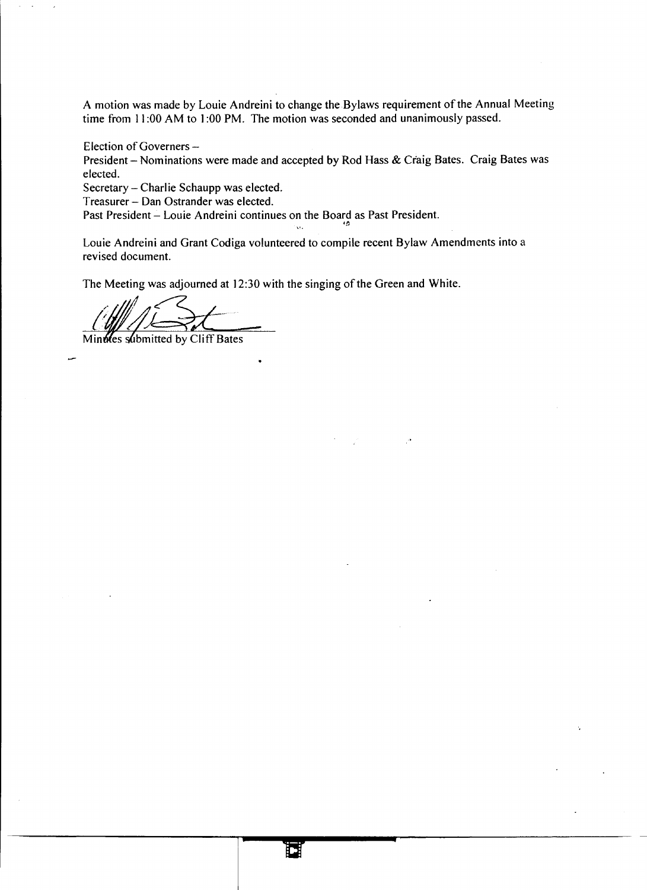A motion was made by Louie Andreini to change the Bylaws requirement of the Annual Meeting time from 11:00 AM to 1:00 PM. The motion was seconded and unanimously passed.

Election of Governers –

President – Nominations were made and accepted by Rod Hass & Craig Bates. Craig Bates was elected.

Secretary – Charlie Schaupp was elected.

Treasurer – Dan Ostrander was elected.

Past President – Louie Andreini continues on the Board as Past President.

Louie Andreini and Grant Codiga volunteered to compile recent Bylaw Amendments into a revised document.

The Meeting was adjourned at 12:30 with the singing of the Green and White.

Minutes submitted by Cliff Bates